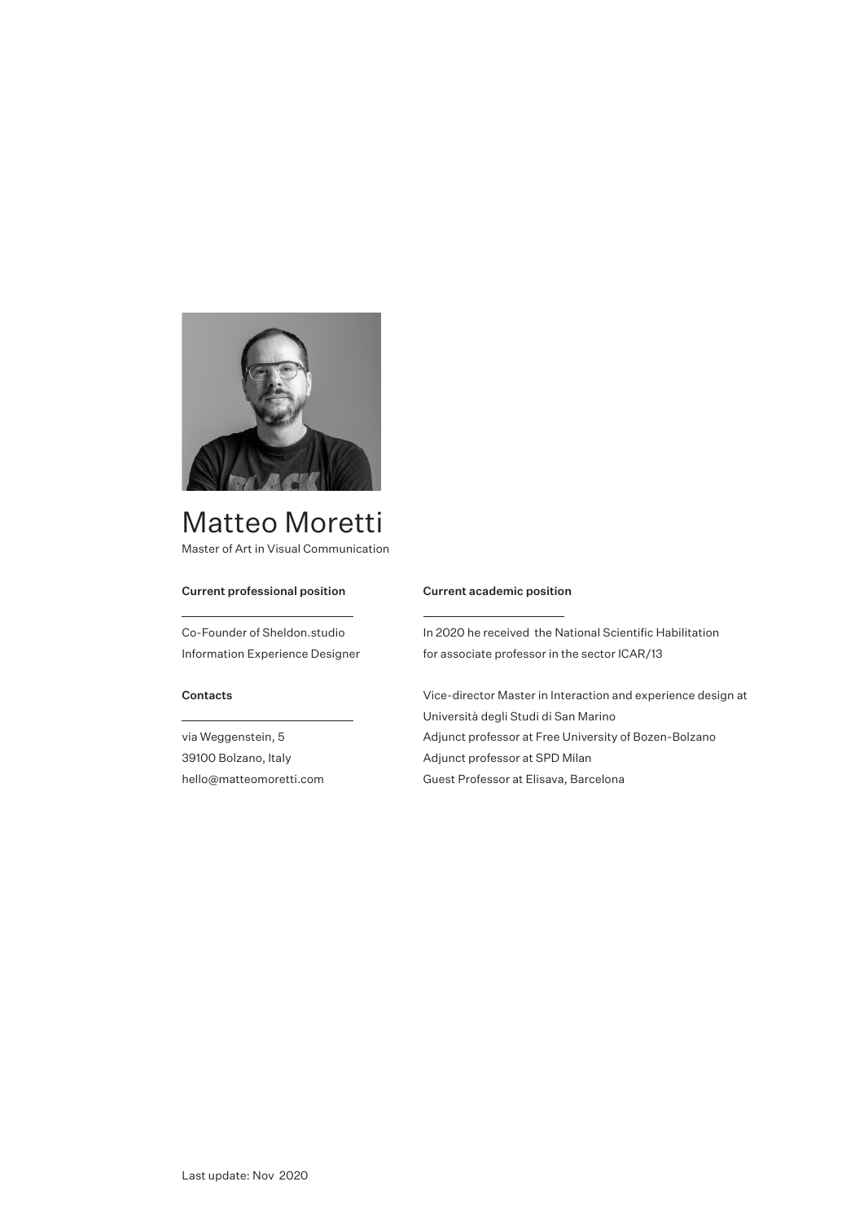# Matteo Moretti

Master of Art in Visual Communication

**Current professional position**

Co-Founder of Sheldon.studio
Information Experience Designer

**Contacts**

via Weggenstein, 5
39100 Bolzano, Italy
hello@matteomoretti.com

**Current academic position**

In 2020 he received the National Scientific Habilitation for associate professor in the sector ICAR/13

Vice-director Master in Interaction and experience design at Università degli Studi di San Marino
Adjunct professor at Free University of Bozen-Bolzano
Adjunct professor at SPD Milan
Guest Professor at Elisava, Barcelona

Last update: Nov 2020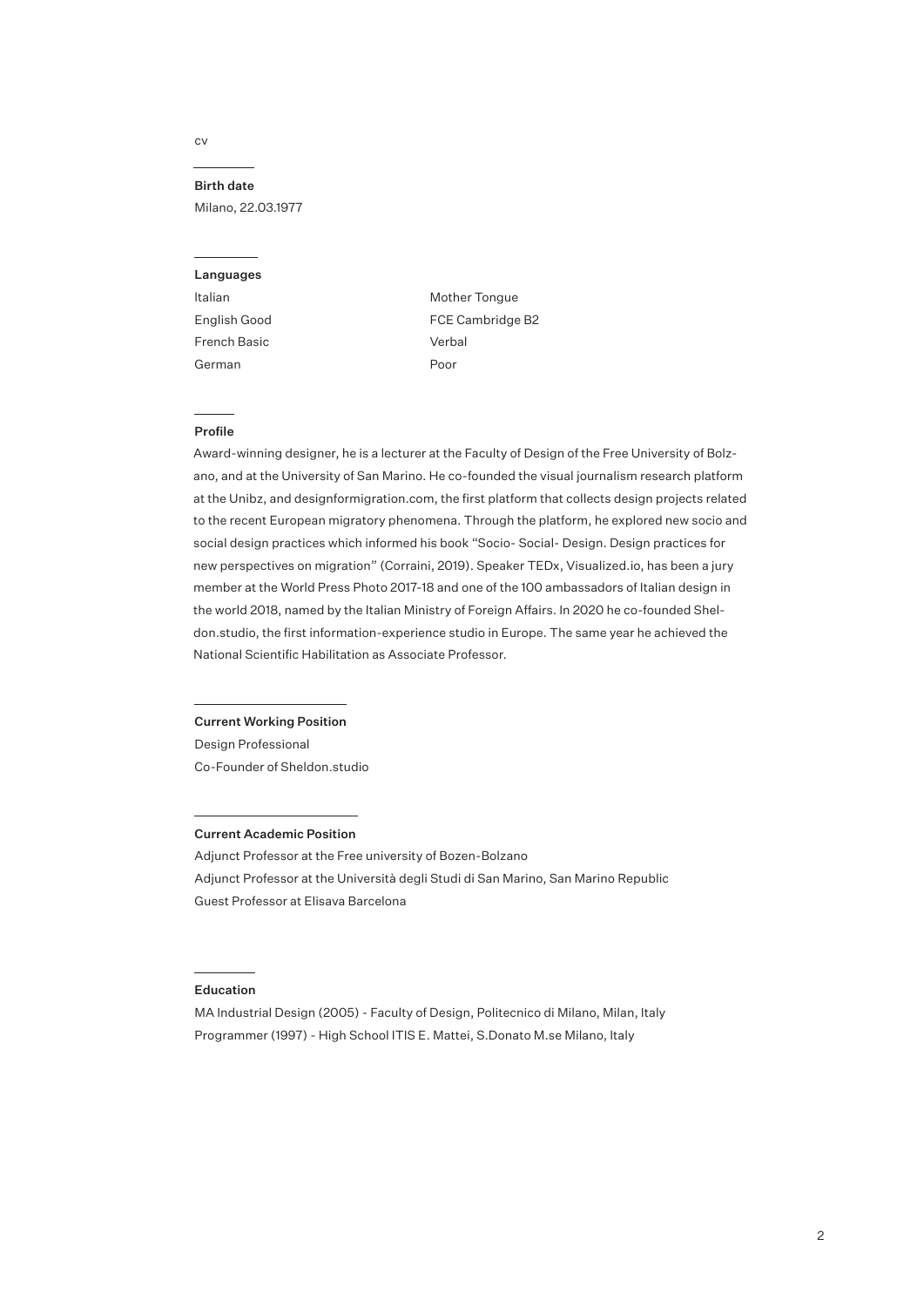cv

## Birth date

Milano, 22.03.1977

## Languages

| | |
|---|---|
| Italian | Mother Tongue |
| English Good | FCE Cambridge B2 |
| French Basic | Verbal |
| German | Poor |

## Profile

Award-winning designer, he is a lecturer at the Faculty of Design of the Free University of Bolzano, and at the University of San Marino. He co-founded the visual journalism research platform at the Unibz, and designformigration.com, the first platform that collects design projects related to the recent European migratory phenomena. Through the platform, he explored new socio and social design practices which informed his book "Socio- Social- Design. Design practices for new perspectives on migration" (Corraini, 2019). Speaker TEDx, Visualized.io, has been a jury member at the World Press Photo 2017-18 and one of the 100 ambassadors of Italian design in the world 2018, named by the Italian Ministry of Foreign Affairs. In 2020 he co-founded Sheldon.studio, the first information-experience studio in Europe. The same year he achieved the National Scientific Habilitation as Associate Professor.

## Current Working Position

Design Professional
Co-Founder of Sheldon.studio

## Current Academic Position

Adjunct Professor at the Free university of Bozen-Bolzano
Adjunct Professor at the Università degli Studi di San Marino, San Marino Republic
Guest Professor at Elisava Barcelona

## Education

MA Industrial Design (2005) - Faculty of Design, Politecnico di Milano, Milan, Italy
Programmer (1997) - High School ITIS E. Mattei, S.Donato M.se Milano, Italy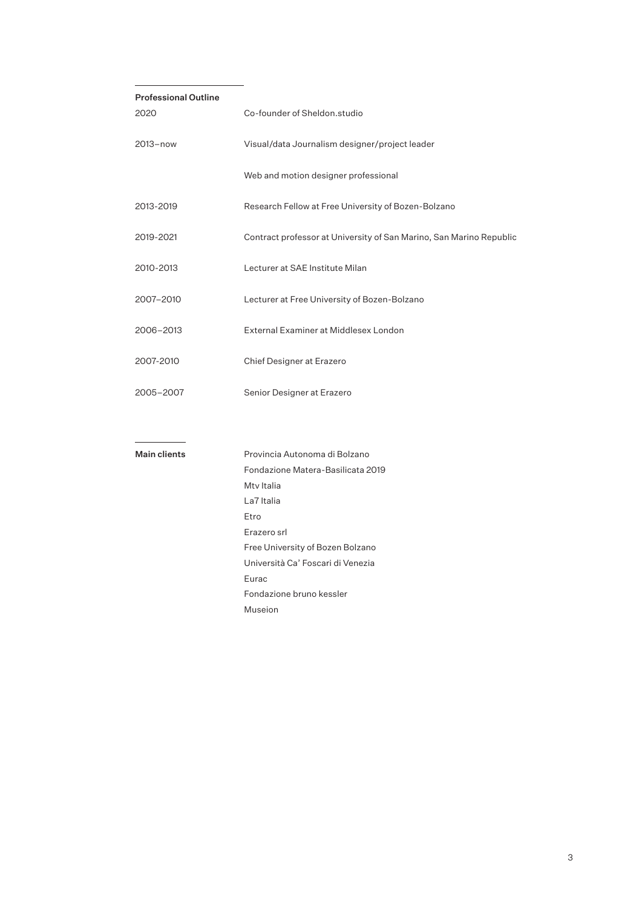## Professional Outline

| | |
|---|---|
| 2020 | Co-founder of Sheldon.studio |
| 2013–now | Visual/data Journalism designer/project leader |
| | Web and motion designer professional |
| 2013-2019 | Research Fellow at Free University of Bozen-Bolzano |
| 2019-2021 | Contract professor at University of San Marino, San Marino Republic |
| 2010-2013 | Lecturer at SAE Institute Milan |
| 2007–2010 | Lecturer at Free University of Bozen-Bolzano |
| 2006–2013 | External Examiner at Middlesex London |
| 2007-2010 | Chief Designer at Erazero |
| 2005–2007 | Senior Designer at Erazero |

## Main clients

Provincia Autonoma di Bolzano
Fondazione Matera-Basilicata 2019
Mtv Italia
La7 Italia
Etro
Erazero srl
Free University of Bozen Bolzano
Università Ca' Foscari di Venezia
Eurac
Fondazione bruno kessler
Museion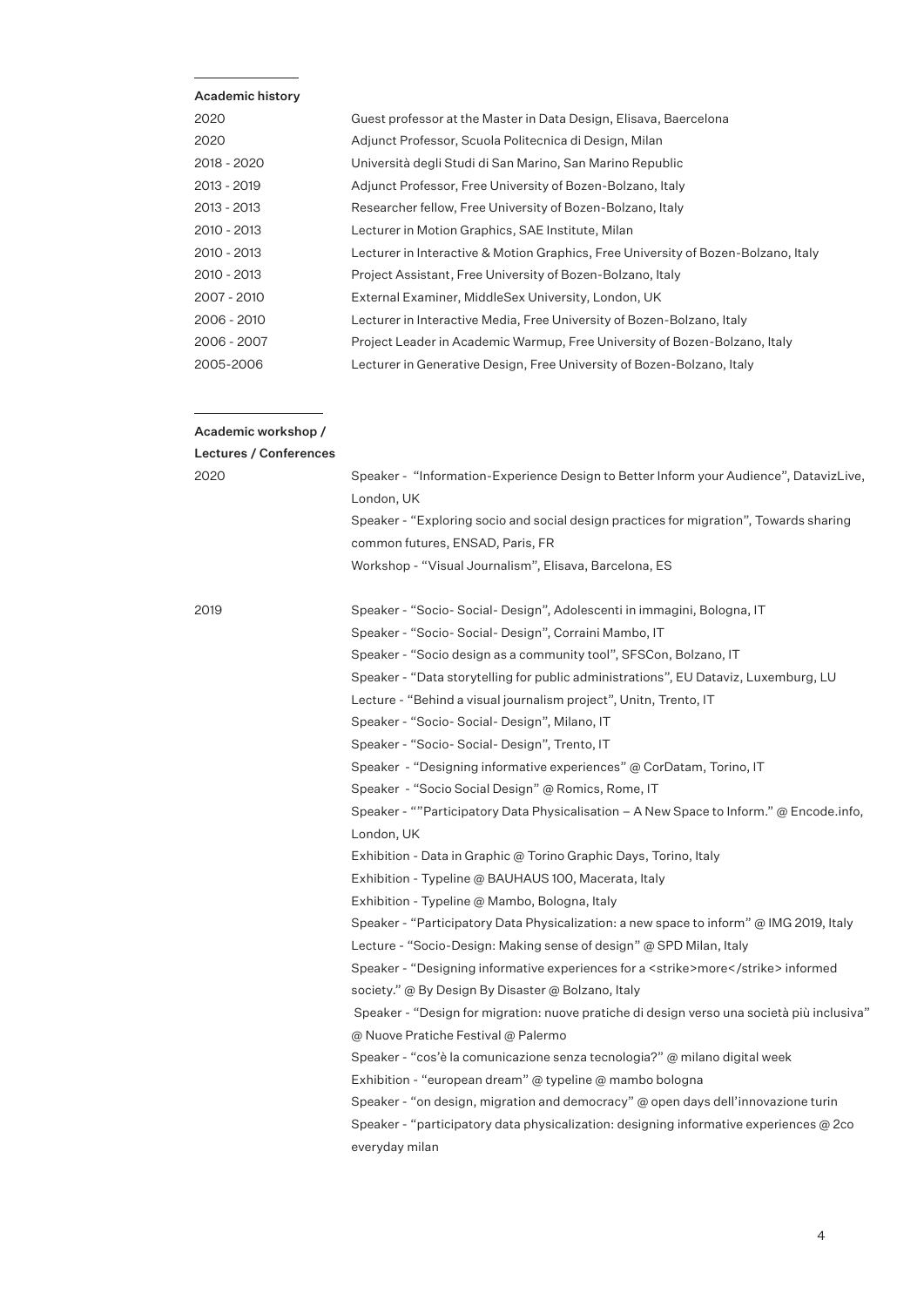## Academic history

| | |
|---|---|
| 2020 | Guest professor at the Master in Data Design, Elisava, Baercelona |
| 2020 | Adjunct Professor, Scuola Politecnica di Design, Milan |
| 2018 - 2020 | Università degli Studi di San Marino, San Marino Republic |
| 2013 - 2019 | Adjunct Professor, Free University of Bozen-Bolzano, Italy |
| 2013 - 2013 | Researcher fellow, Free University of Bozen-Bolzano, Italy |
| 2010 - 2013 | Lecturer in Motion Graphics, SAE Institute, Milan |
| 2010 - 2013 | Lecturer in Interactive & Motion Graphics, Free University of Bozen-Bolzano, Italy |
| 2010 - 2013 | Project Assistant, Free University of Bozen-Bolzano, Italy |
| 2007 - 2010 | External Examiner, MiddleSex University, London, UK |
| 2006 - 2010 | Lecturer in Interactive Media, Free University of Bozen-Bolzano, Italy |
| 2006 - 2007 | Project Leader in Academic Warmup, Free University of Bozen-Bolzano, Italy |
| 2005-2006 | Lecturer in Generative Design, Free University of Bozen-Bolzano, Italy |

## Academic workshop / Lectures / Conferences

**2020**

Speaker - "Information-Experience Design to Better Inform your Audience", DatavizLive, London, UK
Speaker - "Exploring socio and social design practices for migration", Towards sharing common futures, ENSAD, Paris, FR
Workshop - "Visual Journalism", Elisava, Barcelona, ES

**2019**

Speaker - "Socio- Social- Design", Adolescenti in immagini, Bologna, IT
Speaker - "Socio- Social- Design", Corraini Mambo, IT
Speaker - "Socio design as a community tool", SFSCon, Bolzano, IT
Speaker - "Data storytelling for public administrations", EU Dataviz, Luxemburg, LU
Lecture - "Behind a visual journalism project", Unitn, Trento, IT
Speaker - "Socio- Social- Design", Milano, IT
Speaker - "Socio- Social- Design", Trento, IT
Speaker - "Designing informative experiences" @ CorDatam, Torino, IT
Speaker - "Socio Social Design" @ Romics, Rome, IT
Speaker - ""Participatory Data Physicalisation – A New Space to Inform." @ Encode.info, London, UK
Exhibition - Data in Graphic @ Torino Graphic Days, Torino, Italy
Exhibition - Typeline @ BAUHAUS 100, Macerata, Italy
Exhibition - Typeline @ Mambo, Bologna, Italy
Speaker - "Participatory Data Physicalization: a new space to inform" @ IMG 2019, Italy
Lecture - "Socio-Design: Making sense of design" @ SPD Milan, Italy
Speaker - "Designing informative experiences for a <strike>more</strike> informed society." @ By Design By Disaster @ Bolzano, Italy
Speaker - "Design for migration: nuove pratiche di design verso una società più inclusiva" @ Nuove Pratiche Festival @ Palermo
Speaker - "cos'è la comunicazione senza tecnologia?" @ milano digital week
Exhibition - "european dream" @ typeline @ mambo bologna
Speaker - "on design, migration and democracy" @ open days dell'innovazione turin
Speaker - "participatory data physicalization: designing informative experiences @ 2co everyday milan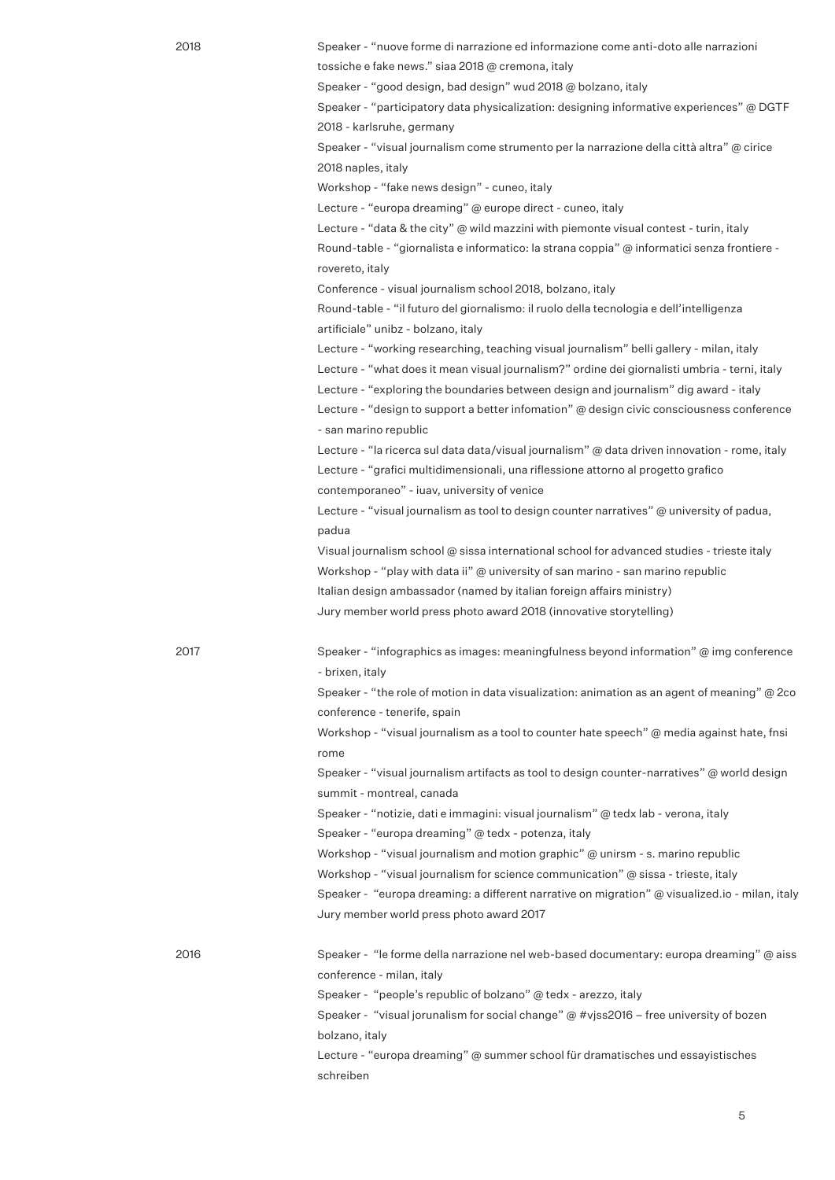**2018**

Speaker - "nuove forme di narrazione ed informazione come anti-doto alle narrazioni tossiche e fake news." siaa 2018 @ cremona, italy
Speaker - "good design, bad design" wud 2018 @ bolzano, italy
Speaker - "participatory data physicalization: designing informative experiences" @ DGTF 2018 - karlsruhe, germany
Speaker - "visual journalism come strumento per la narrazione della città altra" @ cirice 2018 naples, italy
Workshop - "fake news design" - cuneo, italy
Lecture - "europa dreaming" @ europe direct - cuneo, italy
Lecture - "data & the city" @ wild mazzini with piemonte visual contest - turin, italy
Round-table - "giornalista e informatico: la strana coppia" @ informatici senza frontiere - rovereto, italy
Conference - visual journalism school 2018, bolzano, italy
Round-table - "il futuro del giornalismo: il ruolo della tecnologia e dell'intelligenza artificiale" unibz - bolzano, italy
Lecture - "working researching, teaching visual journalism" belli gallery - milan, italy
Lecture - "what does it mean visual journalism?" ordine dei giornalisti umbria - terni, italy
Lecture - "exploring the boundaries between design and journalism" dig award - italy
Lecture - "design to support a better infomation" @ design civic consciousness conference - san marino republic
Lecture - "la ricerca sul data data/visual journalism" @ data driven innovation - rome, italy
Lecture - "grafici multidimensionali, una riflessione attorno al progetto grafico contemporaneo" - iuav, university of venice
Lecture - "visual journalism as tool to design counter narratives" @ university of padua, padua
Visual journalism school @ sissa international school for advanced studies - trieste italy
Workshop - "play with data ii" @ university of san marino - san marino republic
Italian design ambassador (named by italian foreign affairs ministry)
Jury member world press photo award 2018 (innovative storytelling)

**2017**

Speaker - "infographics as images: meaningfulness beyond information" @ img conference - brixen, italy
Speaker - "the role of motion in data visualization: animation as an agent of meaning" @ 2co conference - tenerife, spain
Workshop - "visual journalism as a tool to counter hate speech" @ media against hate, fnsi rome
Speaker - "visual journalism artifacts as tool to design counter-narratives" @ world design summit - montreal, canada
Speaker - "notizie, dati e immagini: visual journalism" @ tedx lab - verona, italy
Speaker - "europa dreaming" @ tedx - potenza, italy
Workshop - "visual journalism and motion graphic" @ unirsm - s. marino republic
Workshop - "visual journalism for science communication" @ sissa - trieste, italy
Speaker - "europa dreaming: a different narrative on migration" @ visualized.io - milan, italy
Jury member world press photo award 2017

**2016**

Speaker - "le forme della narrazione nel web-based documentary: europa dreaming" @ aiss conference - milan, italy
Speaker - "people's republic of bolzano" @ tedx - arezzo, italy
Speaker - "visual jorunalism for social change" @ #vjss2016 – free university of bozen bolzano, italy
Lecture - "europa dreaming" @ summer school für dramatisches und essayistisches schreiben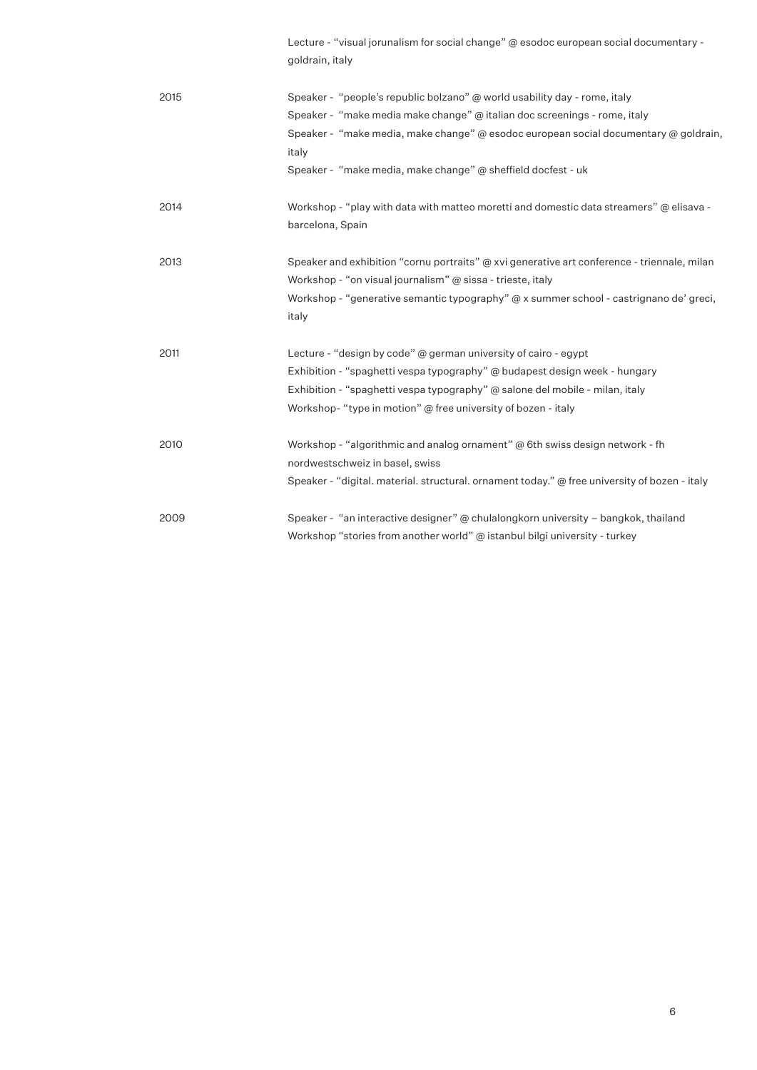| | |
|---|---|
| | Lecture - “visual jorunalism for social change” @ esodoc european social documentary - goldrain, italy |
| 2015 | Speaker - “people’s republic bolzano” @ world usability day - rome, italy<br>Speaker - “make media make change” @ italian doc screenings - rome, italy<br>Speaker - “make media, make change” @ esodoc european social documentary @ goldrain, italy<br>Speaker - “make media, make change” @ sheffield docfest - uk |
| 2014 | Workshop - “play with data with matteo moretti and domestic data streamers” @ elisava - barcelona, Spain |
| 2013 | Speaker and exhibition “cornu portraits” @ xvi generative art conference - triennale, milan<br>Workshop - “on visual journalism” @ sissa - trieste, italy<br>Workshop - “generative semantic typography” @ x summer school - castrignano de’ greci, italy |
| 2011 | Lecture - “design by code” @ german university of cairo - egypt<br>Exhibition - “spaghetti vespa typography” @ budapest design week - hungary<br>Exhibition - “spaghetti vespa typography” @ salone del mobile - milan, italy<br>Workshop- “type in motion” @ free university of bozen - italy |
| 2010 | Workshop - “algorithmic and analog ornament” @ 6th swiss design network - fh nordwestschweiz in basel, swiss<br>Speaker - “digital. material. structural. ornament today.” @ free university of bozen - italy |
| 2009 | Speaker - “an interactive designer” @ chulalongkorn university – bangkok, thailand<br>Workshop “stories from another world” @ istanbul bilgi university - turkey |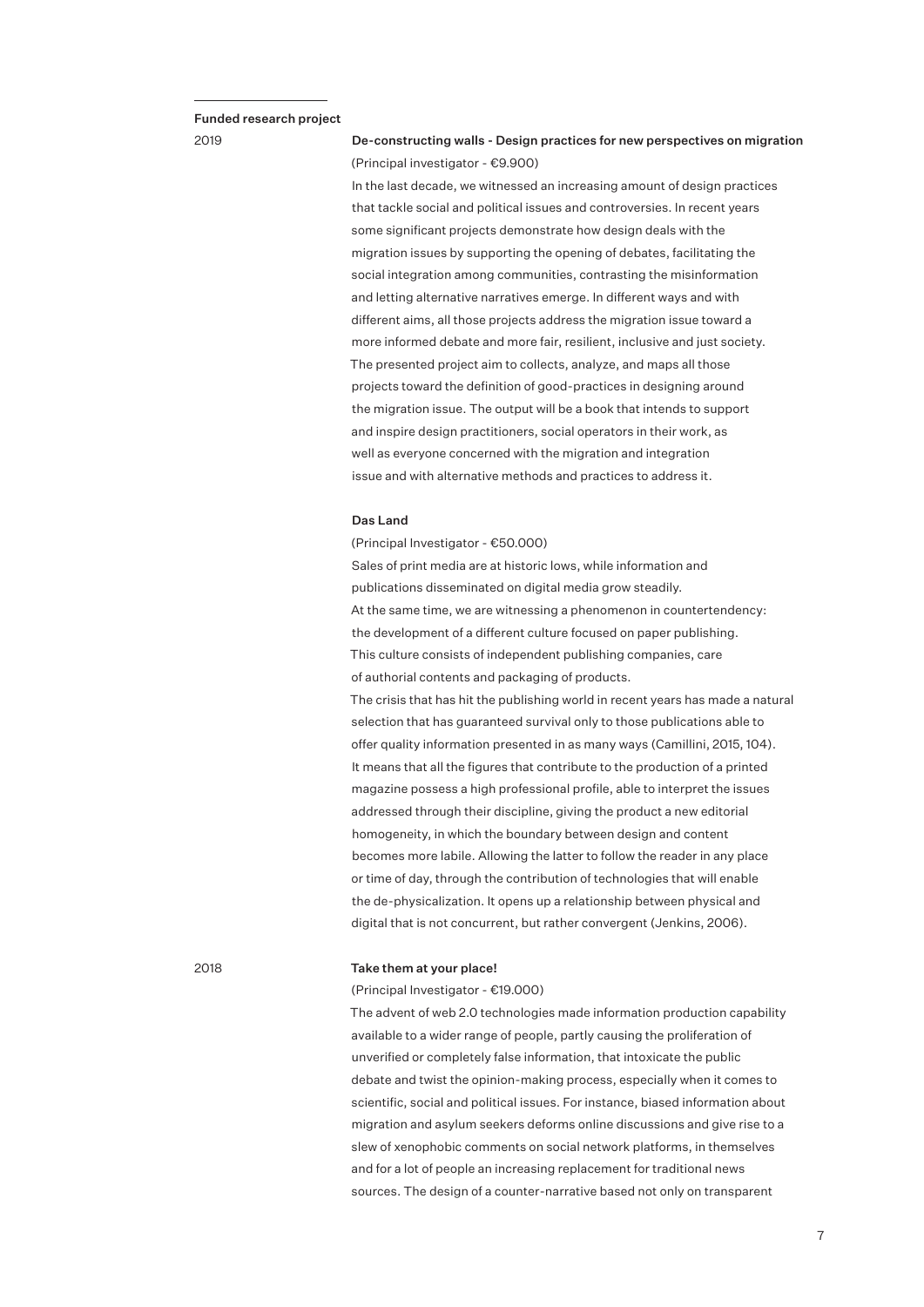## Funded research project

2019

### De-constructing walls - Design practices for new perspectives on migration

(Principal investigator - €9.900)

In the last decade, we witnessed an increasing amount of design practices that tackle social and political issues and controversies. In recent years some significant projects demonstrate how design deals with the migration issues by supporting the opening of debates, facilitating the social integration among communities, contrasting the misinformation and letting alternative narratives emerge. In different ways and with different aims, all those projects address the migration issue toward a more informed debate and more fair, resilient, inclusive and just society. The presented project aim to collects, analyze, and maps all those projects toward the definition of good-practices in designing around the migration issue. The output will be a book that intends to support and inspire design practitioners, social operators in their work, as well as everyone concerned with the migration and integration issue and with alternative methods and practices to address it.

### Das Land

(Principal Investigator - €50.000)

Sales of print media are at historic lows, while information and publications disseminated on digital media grow steadily. At the same time, we are witnessing a phenomenon in countertendency: the development of a different culture focused on paper publishing. This culture consists of independent publishing companies, care of authorial contents and packaging of products. The crisis that has hit the publishing world in recent years has made a natural selection that has guaranteed survival only to those publications able to offer quality information presented in as many ways (Camillini, 2015, 104). It means that all the figures that contribute to the production of a printed magazine possess a high professional profile, able to interpret the issues addressed through their discipline, giving the product a new editorial homogeneity, in which the boundary between design and content becomes more labile. Allowing the latter to follow the reader in any place or time of day, through the contribution of technologies that will enable the de-physicalization. It opens up a relationship between physical and digital that is not concurrent, but rather convergent (Jenkins, 2006).

2018

### Take them at your place!

(Principal Investigator - €19.000)

The advent of web 2.0 technologies made information production capability available to a wider range of people, partly causing the proliferation of unverified or completely false information, that intoxicate the public debate and twist the opinion-making process, especially when it comes to scientific, social and political issues. For instance, biased information about migration and asylum seekers deforms online discussions and give rise to a slew of xenophobic comments on social network platforms, in themselves and for a lot of people an increasing replacement for traditional news sources. The design of a counter-narrative based not only on transparent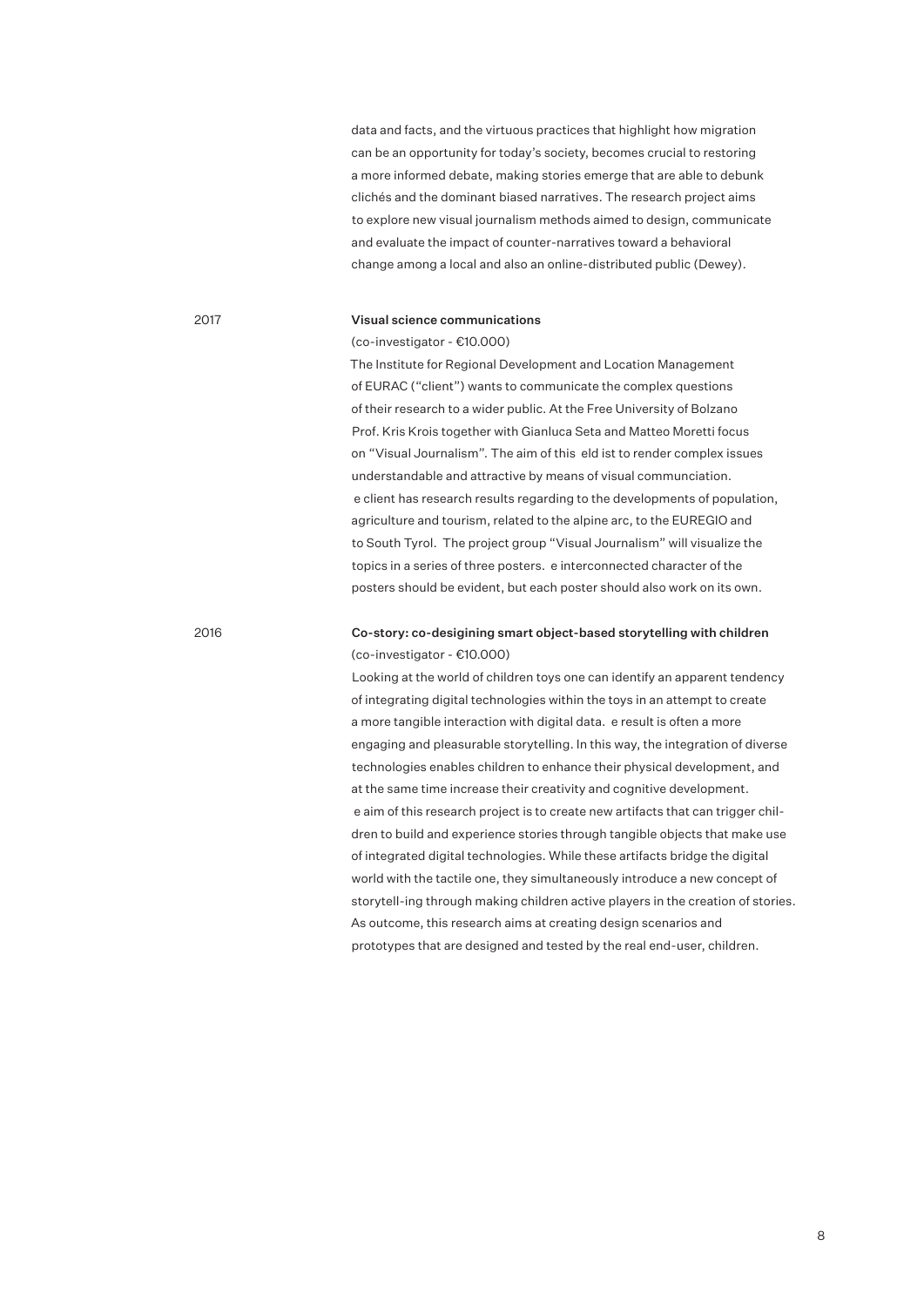data and facts, and the virtuous practices that highlight how migration can be an opportunity for today's society, becomes crucial to restoring a more informed debate, making stories emerge that are able to debunk clichés and the dominant biased narratives. The research project aims to explore new visual journalism methods aimed to design, communicate and evaluate the impact of counter-narratives toward a behavioral change among a local and also an online-distributed public (Dewey).

2017

**Visual science communications**

(co-investigator - €10.000)

The Institute for Regional Development and Location Management of EURAC ("client") wants to communicate the complex questions of their research to a wider public. At the Free University of Bolzano Prof. Kris Krois together with Gianluca Seta and Matteo Moretti focus on "Visual Journalism". The aim of this eld ist to render complex issues understandable and attractive by means of visual communciation. e client has research results regarding to the developments of population, agriculture and tourism, related to the alpine arc, to the EUREGIO and to South Tyrol. The project group "Visual Journalism" will visualize the topics in a series of three posters. e interconnected character of the posters should be evident, but each poster should also work on its own.

2016

**Co-story: co-desigining smart object-based storytelling with children**

(co-investigator - €10.000)

Looking at the world of children toys one can identify an apparent tendency of integrating digital technologies within the toys in an attempt to create a more tangible interaction with digital data. e result is often a more engaging and pleasurable storytelling. In this way, the integration of diverse technologies enables children to enhance their physical development, and at the same time increase their creativity and cognitive development. e aim of this research project is to create new artifacts that can trigger children to build and experience stories through tangible objects that make use of integrated digital technologies. While these artifacts bridge the digital world with the tactile one, they simultaneously introduce a new concept of storytell-ing through making children active players in the creation of stories. As outcome, this research aims at creating design scenarios and prototypes that are designed and tested by the real end-user, children.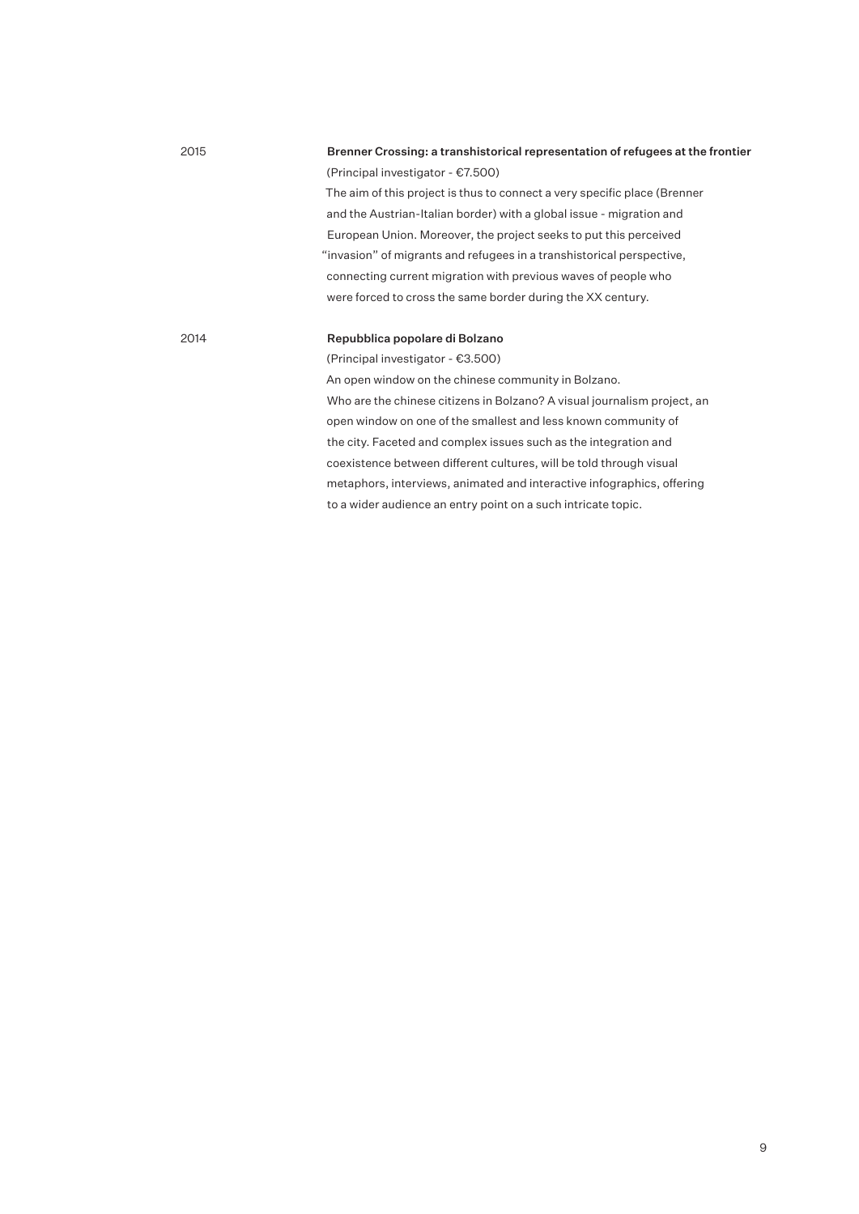2015

**Brenner Crossing: a transhistorical representation of refugees at the frontier**

(Principal investigator - €7.500)

The aim of this project is thus to connect a very specific place (Brenner and the Austrian-Italian border) with a global issue - migration and European Union. Moreover, the project seeks to put this perceived "invasion" of migrants and refugees in a transhistorical perspective, connecting current migration with previous waves of people who were forced to cross the same border during the XX century.

2014

**Repubblica popolare di Bolzano**

(Principal investigator - €3.500)

An open window on the chinese community in Bolzano.

Who are the chinese citizens in Bolzano? A visual journalism project, an open window on one of the smallest and less known community of the city. Faceted and complex issues such as the integration and coexistence between different cultures, will be told through visual metaphors, interviews, animated and interactive infographics, offering to a wider audience an entry point on a such intricate topic.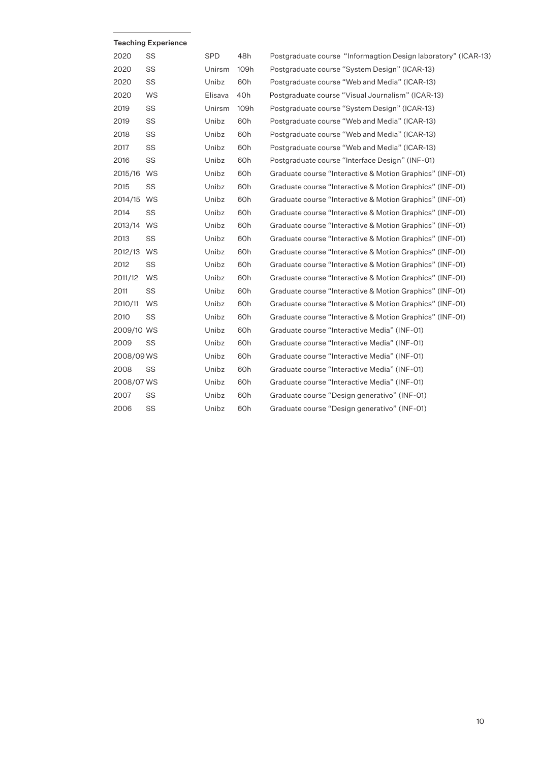### Teaching Experience

| | | | | |
|---|---|---|---|---|
| 2020 | SS | SPD | 48h | Postgraduate course "Informagtion Design laboratory" (ICAR-13) |
| 2020 | SS | Unirsm | 109h | Postgraduate course "System Design" (ICAR-13) |
| 2020 | SS | Unibz | 60h | Postgraduate course "Web and Media" (ICAR-13) |
| 2020 | WS | Elisava | 40h | Postgraduate course "Visual Journalism" (ICAR-13) |
| 2019 | SS | Unirsm | 109h | Postgraduate course "System Design" (ICAR-13) |
| 2019 | SS | Unibz | 60h | Postgraduate course "Web and Media" (ICAR-13) |
| 2018 | SS | Unibz | 60h | Postgraduate course "Web and Media" (ICAR-13) |
| 2017 | SS | Unibz | 60h | Postgraduate course "Web and Media" (ICAR-13) |
| 2016 | SS | Unibz | 60h | Postgraduate course "Interface Design" (INF-01) |
| 2015/16 | WS | Unibz | 60h | Graduate course "Interactive & Motion Graphics" (INF-01) |
| 2015 | SS | Unibz | 60h | Graduate course "Interactive & Motion Graphics" (INF-01) |
| 2014/15 | WS | Unibz | 60h | Graduate course "Interactive & Motion Graphics" (INF-01) |
| 2014 | SS | Unibz | 60h | Graduate course "Interactive & Motion Graphics" (INF-01) |
| 2013/14 | WS | Unibz | 60h | Graduate course "Interactive & Motion Graphics" (INF-01) |
| 2013 | SS | Unibz | 60h | Graduate course "Interactive & Motion Graphics" (INF-01) |
| 2012/13 | WS | Unibz | 60h | Graduate course "Interactive & Motion Graphics" (INF-01) |
| 2012 | SS | Unibz | 60h | Graduate course "Interactive & Motion Graphics" (INF-01) |
| 2011/12 | WS | Unibz | 60h | Graduate course "Interactive & Motion Graphics" (INF-01) |
| 2011 | SS | Unibz | 60h | Graduate course "Interactive & Motion Graphics" (INF-01) |
| 2010/11 | WS | Unibz | 60h | Graduate course "Interactive & Motion Graphics" (INF-01) |
| 2010 | SS | Unibz | 60h | Graduate course "Interactive & Motion Graphics" (INF-01) |
| 2009/10 | WS | Unibz | 60h | Graduate course "Interactive Media" (INF-01) |
| 2009 | SS | Unibz | 60h | Graduate course "Interactive Media" (INF-01) |
| 2008/09 | WS | Unibz | 60h | Graduate course "Interactive Media" (INF-01) |
| 2008 | SS | Unibz | 60h | Graduate course "Interactive Media" (INF-01) |
| 2008/07 | WS | Unibz | 60h | Graduate course "Interactive Media" (INF-01) |
| 2007 | SS | Unibz | 60h | Graduate course "Design generativo" (INF-01) |
| 2006 | SS | Unibz | 60h | Graduate course "Design generativo" (INF-01) |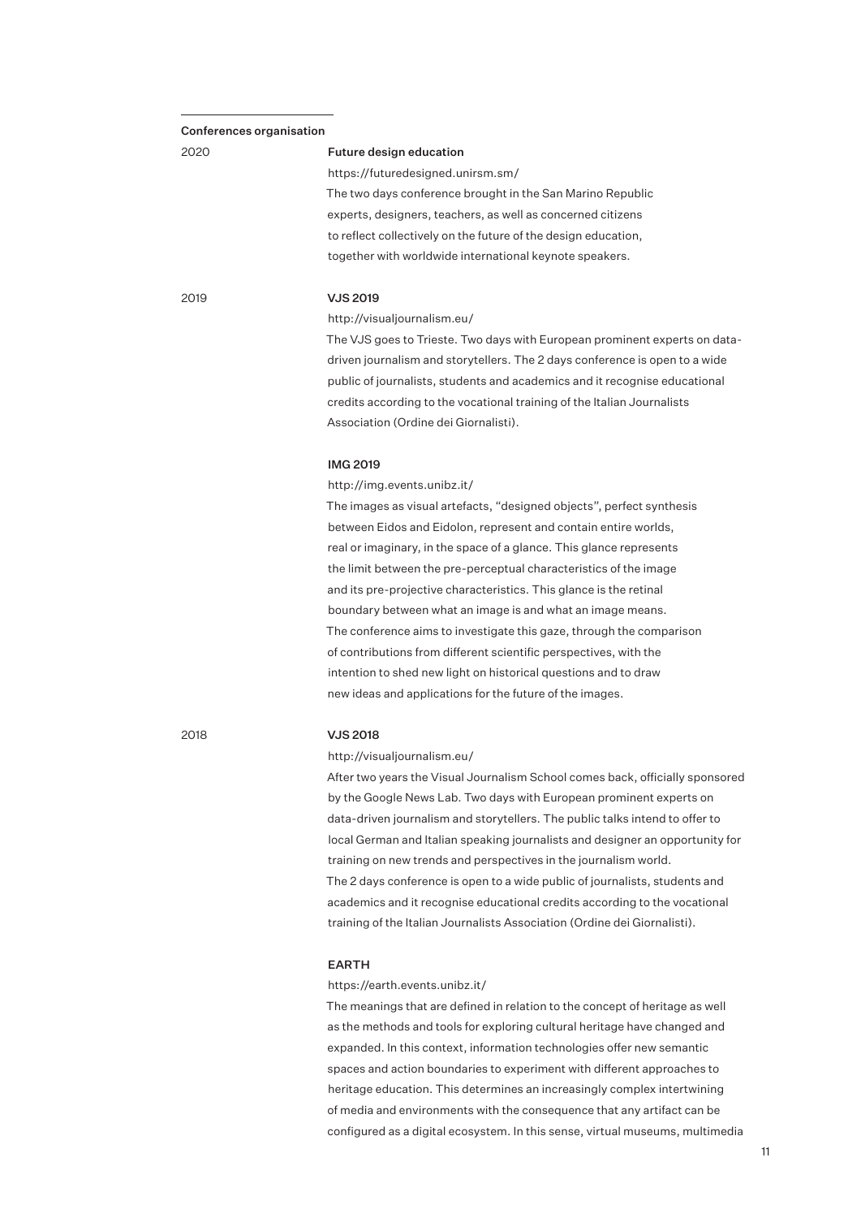## Conferences organisation

2020

**Future design education**

https://futuredesigned.unirsm.sm/

The two days conference brought in the San Marino Republic experts, designers, teachers, as well as concerned citizens to reflect collectively on the future of the design education, together with worldwide international keynote speakers.

2019

**VJS 2019**

http://visualjournalism.eu/

The VJS goes to Trieste. Two days with European prominent experts on data-driven journalism and storytellers. The 2 days conference is open to a wide public of journalists, students and academics and it recognise educational credits according to the vocational training of the Italian Journalists Association (Ordine dei Giornalisti).

**IMG 2019**

http://img.events.unibz.it/

The images as visual artefacts, "designed objects", perfect synthesis between Eidos and Eidolon, represent and contain entire worlds, real or imaginary, in the space of a glance. This glance represents the limit between the pre-perceptual characteristics of the image and its pre-projective characteristics. This glance is the retinal boundary between what an image is and what an image means. The conference aims to investigate this gaze, through the comparison of contributions from different scientific perspectives, with the intention to shed new light on historical questions and to draw new ideas and applications for the future of the images.

2018

**VJS 2018**

http://visualjournalism.eu/

After two years the Visual Journalism School comes back, officially sponsored by the Google News Lab. Two days with European prominent experts on data-driven journalism and storytellers. The public talks intend to offer to local German and Italian speaking journalists and designer an opportunity for training on new trends and perspectives in the journalism world. The 2 days conference is open to a wide public of journalists, students and academics and it recognise educational credits according to the vocational training of the Italian Journalists Association (Ordine dei Giornalisti).

**EARTH**

https://earth.events.unibz.it/

The meanings that are defined in relation to the concept of heritage as well as the methods and tools for exploring cultural heritage have changed and expanded. In this context, information technologies offer new semantic spaces and action boundaries to experiment with different approaches to heritage education. This determines an increasingly complex intertwining of media and environments with the consequence that any artifact can be configured as a digital ecosystem. In this sense, virtual museums, multimedia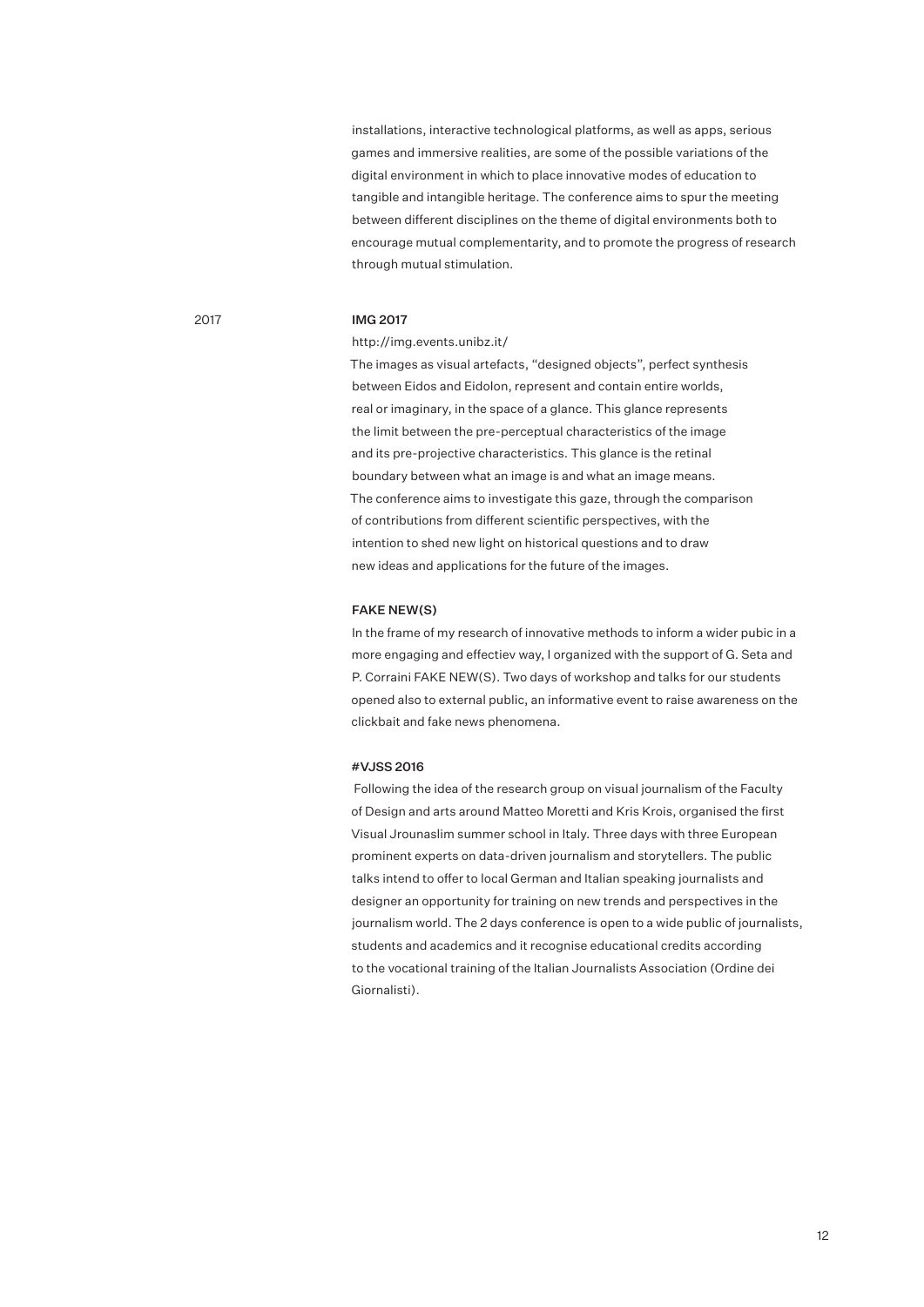installations, interactive technological platforms, as well as apps, serious games and immersive realities, are some of the possible variations of the digital environment in which to place innovative modes of education to tangible and intangible heritage. The conference aims to spur the meeting between different disciplines on the theme of digital environments both to encourage mutual complementarity, and to promote the progress of research through mutual stimulation.

2017

**IMG 2017**

http://img.events.unibz.it/

The images as visual artefacts, "designed objects", perfect synthesis between Eidos and Eidolon, represent and contain entire worlds, real or imaginary, in the space of a glance. This glance represents the limit between the pre-perceptual characteristics of the image and its pre-projective characteristics. This glance is the retinal boundary between what an image is and what an image means. The conference aims to investigate this gaze, through the comparison of contributions from different scientific perspectives, with the intention to shed new light on historical questions and to draw new ideas and applications for the future of the images.

**FAKE NEW(S)**

In the frame of my research of innovative methods to inform a wider pubic in a more engaging and effectiev way, I organized with the support of G. Seta and P. Corraini FAKE NEW(S). Two days of workshop and talks for our students opened also to external public, an informative event to raise awareness on the clickbait and fake news phenomena.

**#VJSS 2016**

Following the idea of the research group on visual journalism of the Faculty of Design and arts around Matteo Moretti and Kris Krois, organised the first Visual Jrounaslim summer school in Italy. Three days with three European prominent experts on data-driven journalism and storytellers. The public talks intend to offer to local German and Italian speaking journalists and designer an opportunity for training on new trends and perspectives in the journalism world. The 2 days conference is open to a wide public of journalists, students and academics and it recognise educational credits according to the vocational training of the Italian Journalists Association (Ordine dei Giornalisti).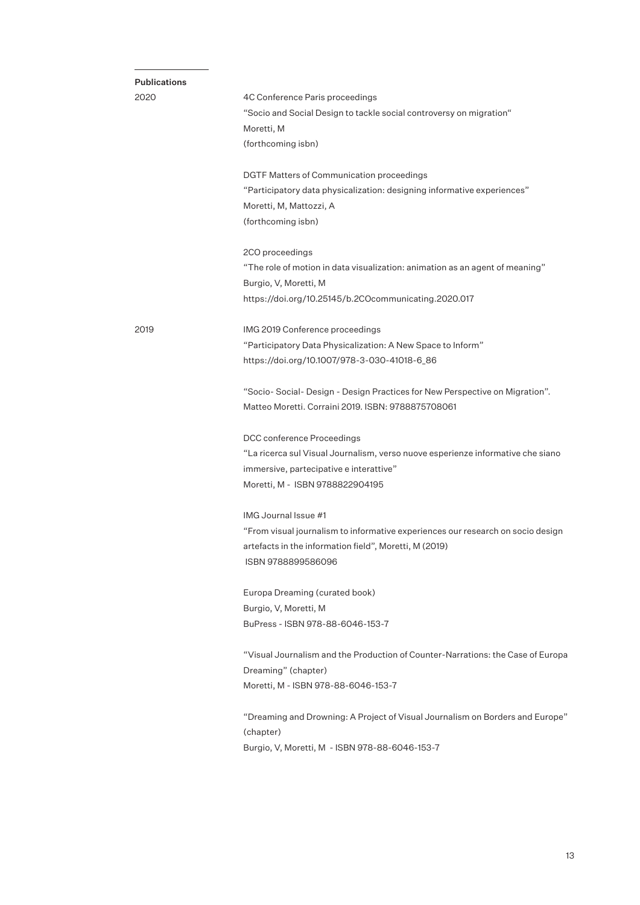## Publications

### 2020

4C Conference Paris proceedings
"Socio and Social Design to tackle social controversy on migration"
Moretti, M
(forthcoming isbn)

DGTF Matters of Communication proceedings
"Participatory data physicalization: designing informative experiences"
Moretti, M, Mattozzi, A
(forthcoming isbn)

2CO proceedings
"The role of motion in data visualization: animation as an agent of meaning"
Burgio, V, Moretti, M
https://doi.org/10.25145/b.2COcommunicating.2020.017

### 2019

IMG 2019 Conference proceedings
"Participatory Data Physicalization: A New Space to Inform"
https://doi.org/10.1007/978-3-030-41018-6_86

"Socio- Social- Design - Design Practices for New Perspective on Migration".
Matteo Moretti. Corraini 2019. ISBN: 9788875708061

DCC conference Proceedings
"La ricerca sul Visual Journalism, verso nuove esperienze informative che siano immersive, partecipative e interattive"
Moretti, M - ISBN 9788822904195

IMG Journal Issue #1
"From visual journalism to informative experiences our research on socio design artefacts in the information field", Moretti, M (2019)
ISBN 9788899586096

Europa Dreaming (curated book)
Burgio, V, Moretti, M
BuPress - ISBN 978-88-6046-153-7

"Visual Journalism and the Production of Counter-Narrations: the Case of Europa Dreaming" (chapter)
Moretti, M - ISBN 978-88-6046-153-7

"Dreaming and Drowning: A Project of Visual Journalism on Borders and Europe" (chapter)
Burgio, V, Moretti, M - ISBN 978-88-6046-153-7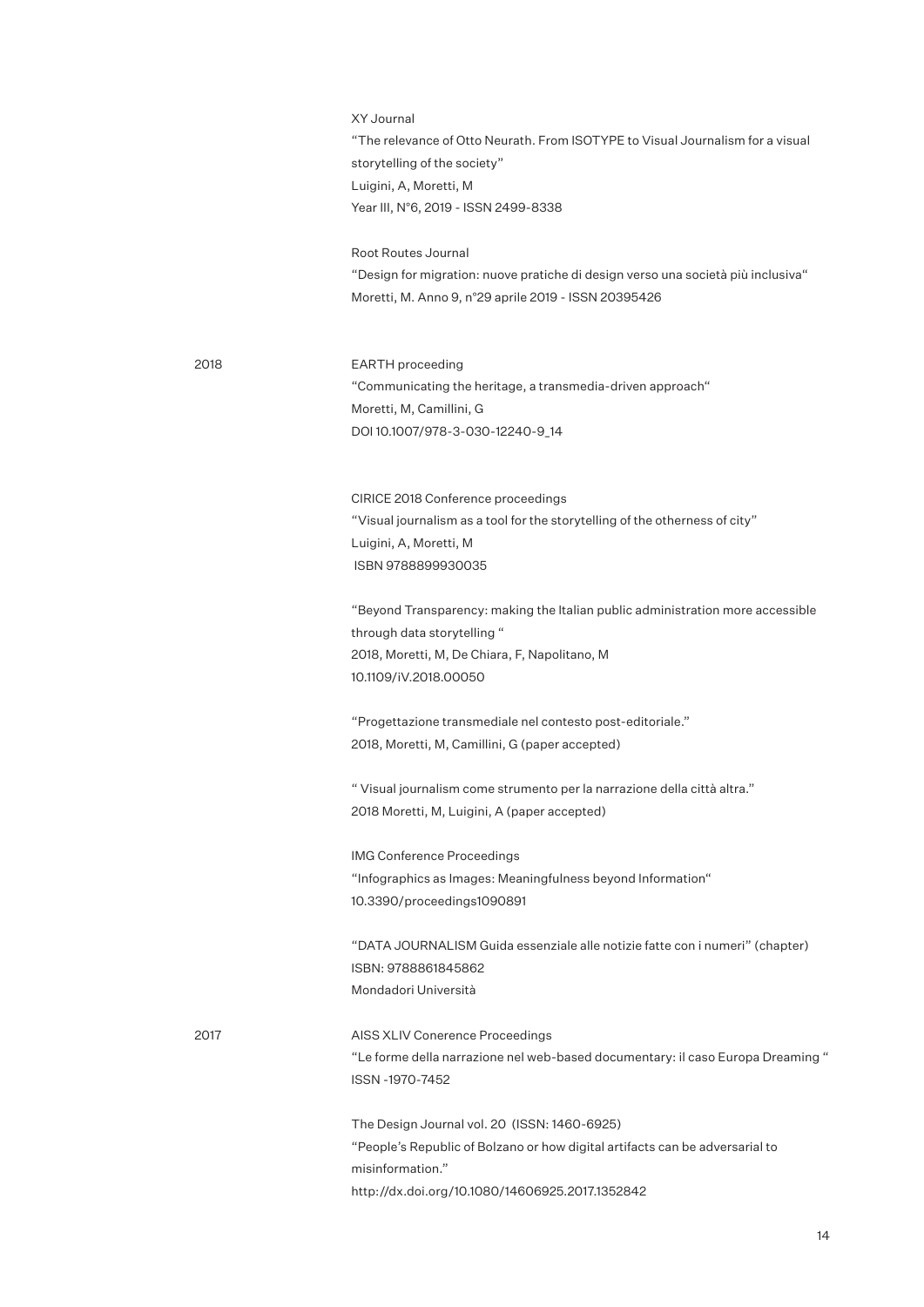XY Journal
"The relevance of Otto Neurath. From ISOTYPE to Visual Journalism for a visual storytelling of the society"
Luigini, A, Moretti, M
Year III, N°6, 2019 - ISSN 2499-8338

Root Routes Journal
"Design for migration: nuove pratiche di design verso una società più inclusiva"
Moretti, M. Anno 9, n°29 aprile 2019 - ISSN 20395426

**2018**

EARTH proceeding
"Communicating the heritage, a transmedia-driven approach"
Moretti, M, Camillini, G
DOI 10.1007/978-3-030-12240-9_14

CIRICE 2018 Conference proceedings
"Visual journalism as a tool for the storytelling of the otherness of city"
Luigini, A, Moretti, M
ISBN 9788899930035

"Beyond Transparency: making the Italian public administration more accessible through data storytelling "
2018, Moretti, M, De Chiara, F, Napolitano, M
10.1109/iV.2018.00050

"Progettazione transmediale nel contesto post-editoriale."
2018, Moretti, M, Camillini, G (paper accepted)

" Visual journalism come strumento per la narrazione della città altra."
2018 Moretti, M, Luigini, A (paper accepted)

IMG Conference Proceedings
"Infographics as Images: Meaningfulness beyond Information"
10.3390/proceedings1090891

"DATA JOURNALISM Guida essenziale alle notizie fatte con i numeri" (chapter)
ISBN: 9788861845862
Mondadori Università

**2017**

AISS XLIV Conerence Proceedings
"Le forme della narrazione nel web-based documentary: il caso Europa Dreaming "
ISSN -1970-7452

The Design Journal vol. 20 (ISSN: 1460-6925)
"People's Republic of Bolzano or how digital artifacts can be adversarial to misinformation."
http://dx.doi.org/10.1080/14606925.2017.1352842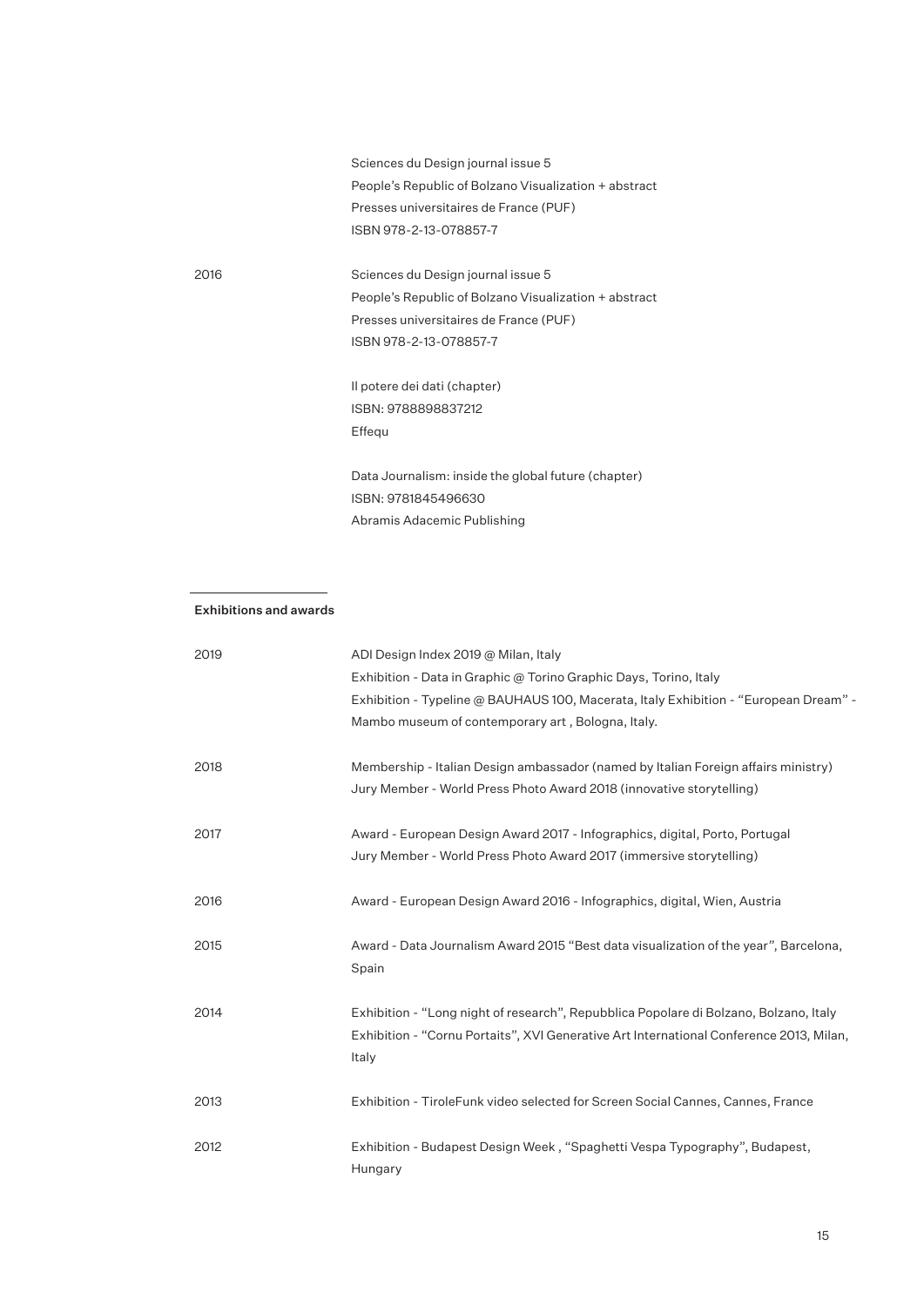Sciences du Design journal issue 5
People's Republic of Bolzano Visualization + abstract
Presses universitaires de France (PUF)
ISBN 978-2-13-078857-7

| | |
|---|---|
| 2016 | Sciences du Design journal issue 5<br>People's Republic of Bolzano Visualization + abstract<br>Presses universitaires de France (PUF)<br>ISBN 978-2-13-078857-7 |
| | Il potere dei dati (chapter)<br>ISBN: 9788898837212<br>Effequ |
| | Data Journalism: inside the global future (chapter)<br>ISBN: 9781845496630<br>Abramis Adacemic Publishing |

## Exhibitions and awards

| | |
|---|---|
| 2019 | ADI Design Index 2019 @ Milan, Italy<br>Exhibition - Data in Graphic @ Torino Graphic Days, Torino, Italy<br>Exhibition - Typeline @ BAUHAUS 100, Macerata, Italy Exhibition - "European Dream" - Mambo museum of contemporary art , Bologna, Italy. |
| 2018 | Membership - Italian Design ambassador (named by Italian Foreign affairs ministry)<br>Jury Member - World Press Photo Award 2018 (innovative storytelling) |
| 2017 | Award - European Design Award 2017 - Infographics, digital, Porto, Portugal<br>Jury Member - World Press Photo Award 2017 (immersive storytelling) |
| 2016 | Award - European Design Award 2016 - Infographics, digital, Wien, Austria |
| 2015 | Award - Data Journalism Award 2015 "Best data visualization of the year", Barcelona, Spain |
| 2014 | Exhibition - "Long night of research", Repubblica Popolare di Bolzano, Bolzano, Italy<br>Exhibition - "Cornu Portaits", XVI Generative Art International Conference 2013, Milan, Italy |
| 2013 | Exhibition - TiroleFunk video selected for Screen Social Cannes, Cannes, France |
| 2012 | Exhibition - Budapest Design Week , "Spaghetti Vespa Typography", Budapest, Hungary |